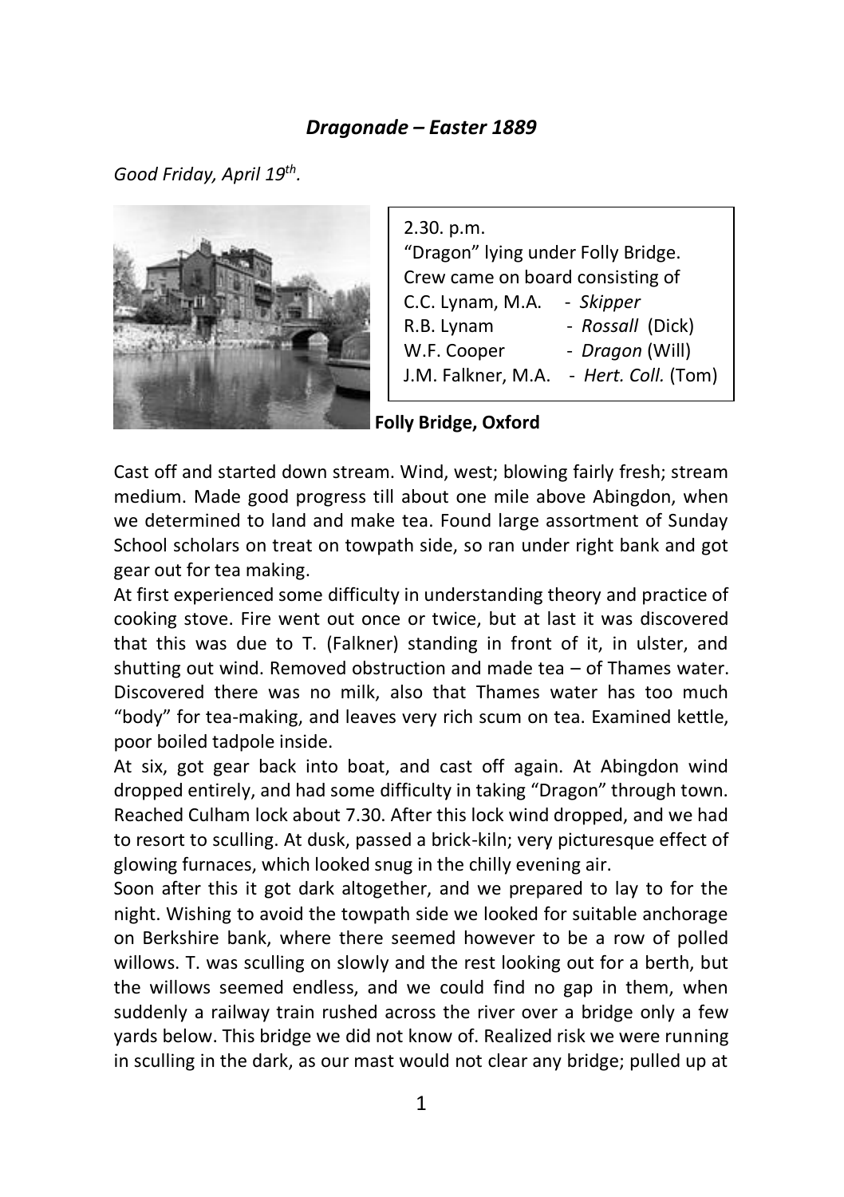## *Dragonade – Easter 1889*

*Good Friday, April 19th.*

2.30. p.m.
"Dragon" lying under Folly Bridge.
Crew came on board consisting of

| | |
|---|---|
| C.C. Lynam, M.A. | - *Skipper* |
| R.B. Lynam | - *Rossall* (Dick) |
| W.F. Cooper | - *Dragon* (Will) |
| J.M. Falkner, M.A. | - *Hert. Coll.* (Tom) |

**Folly Bridge, Oxford**

Cast off and started down stream. Wind, west; blowing fairly fresh; stream medium. Made good progress till about one mile above Abingdon, when we determined to land and make tea. Found large assortment of Sunday School scholars on treat on towpath side, so ran under right bank and got gear out for tea making.

At first experienced some difficulty in understanding theory and practice of cooking stove. Fire went out once or twice, but at last it was discovered that this was due to T. (Falkner) standing in front of it, in ulster, and shutting out wind. Removed obstruction and made tea – of Thames water. Discovered there was no milk, also that Thames water has too much "body" for tea-making, and leaves very rich scum on tea. Examined kettle, poor boiled tadpole inside.

At six, got gear back into boat, and cast off again. At Abingdon wind dropped entirely, and had some difficulty in taking "Dragon" through town. Reached Culham lock about 7.30. After this lock wind dropped, and we had to resort to sculling. At dusk, passed a brick-kiln; very picturesque effect of glowing furnaces, which looked snug in the chilly evening air.

Soon after this it got dark altogether, and we prepared to lay to for the night. Wishing to avoid the towpath side we looked for suitable anchorage on Berkshire bank, where there seemed however to be a row of polled willows. T. was sculling on slowly and the rest looking out for a berth, but the willows seemed endless, and we could find no gap in them, when suddenly a railway train rushed across the river over a bridge only a few yards below. This bridge we did not know of. Realized risk we were running in sculling in the dark, as our mast would not clear any bridge; pulled up at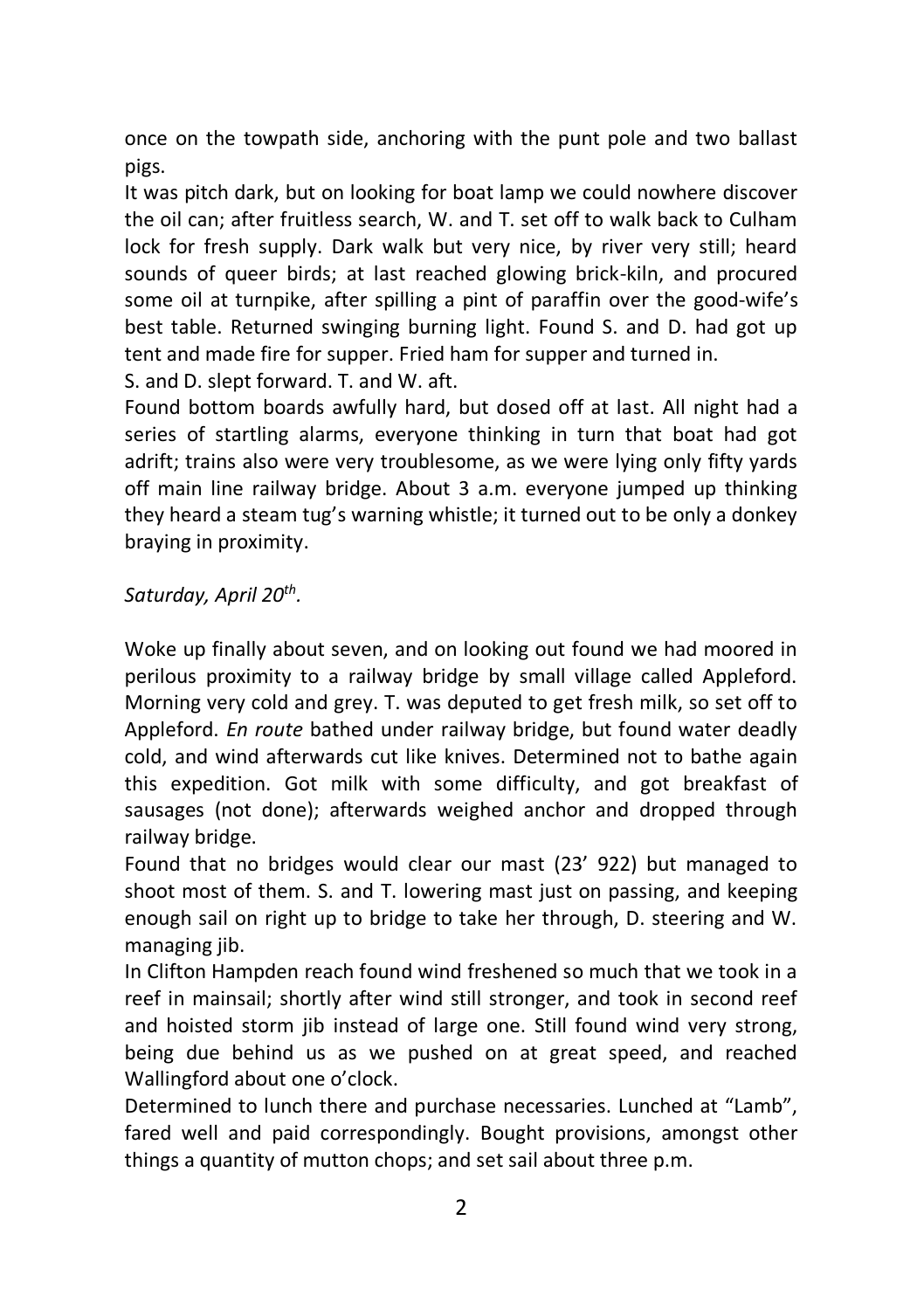once on the towpath side, anchoring with the punt pole and two ballast pigs.

It was pitch dark, but on looking for boat lamp we could nowhere discover the oil can; after fruitless search, W. and T. set off to walk back to Culham lock for fresh supply. Dark walk but very nice, by river very still; heard sounds of queer birds; at last reached glowing brick-kiln, and procured some oil at turnpike, after spilling a pint of paraffin over the good-wife's best table. Returned swinging burning light. Found S. and D. had got up tent and made fire for supper. Fried ham for supper and turned in.

S. and D. slept forward. T. and W. aft.

Found bottom boards awfully hard, but dosed off at last. All night had a series of startling alarms, everyone thinking in turn that boat had got adrift; trains also were very troublesome, as we were lying only fifty yards off main line railway bridge. About 3 a.m. everyone jumped up thinking they heard a steam tug's warning whistle; it turned out to be only a donkey braying in proximity.

*Saturday, April 20th.*

Woke up finally about seven, and on looking out found we had moored in perilous proximity to a railway bridge by small village called Appleford. Morning very cold and grey. T. was deputed to get fresh milk, so set off to Appleford. *En route* bathed under railway bridge, but found water deadly cold, and wind afterwards cut like knives. Determined not to bathe again this expedition. Got milk with some difficulty, and got breakfast of sausages (not done); afterwards weighed anchor and dropped through railway bridge.

Found that no bridges would clear our mast (23' 922) but managed to shoot most of them. S. and T. lowering mast just on passing, and keeping enough sail on right up to bridge to take her through, D. steering and W. managing jib.

In Clifton Hampden reach found wind freshened so much that we took in a reef in mainsail; shortly after wind still stronger, and took in second reef and hoisted storm jib instead of large one. Still found wind very strong, being due behind us as we pushed on at great speed, and reached Wallingford about one o'clock.

Determined to lunch there and purchase necessaries. Lunched at "Lamb", fared well and paid correspondingly. Bought provisions, amongst other things a quantity of mutton chops; and set sail about three p.m.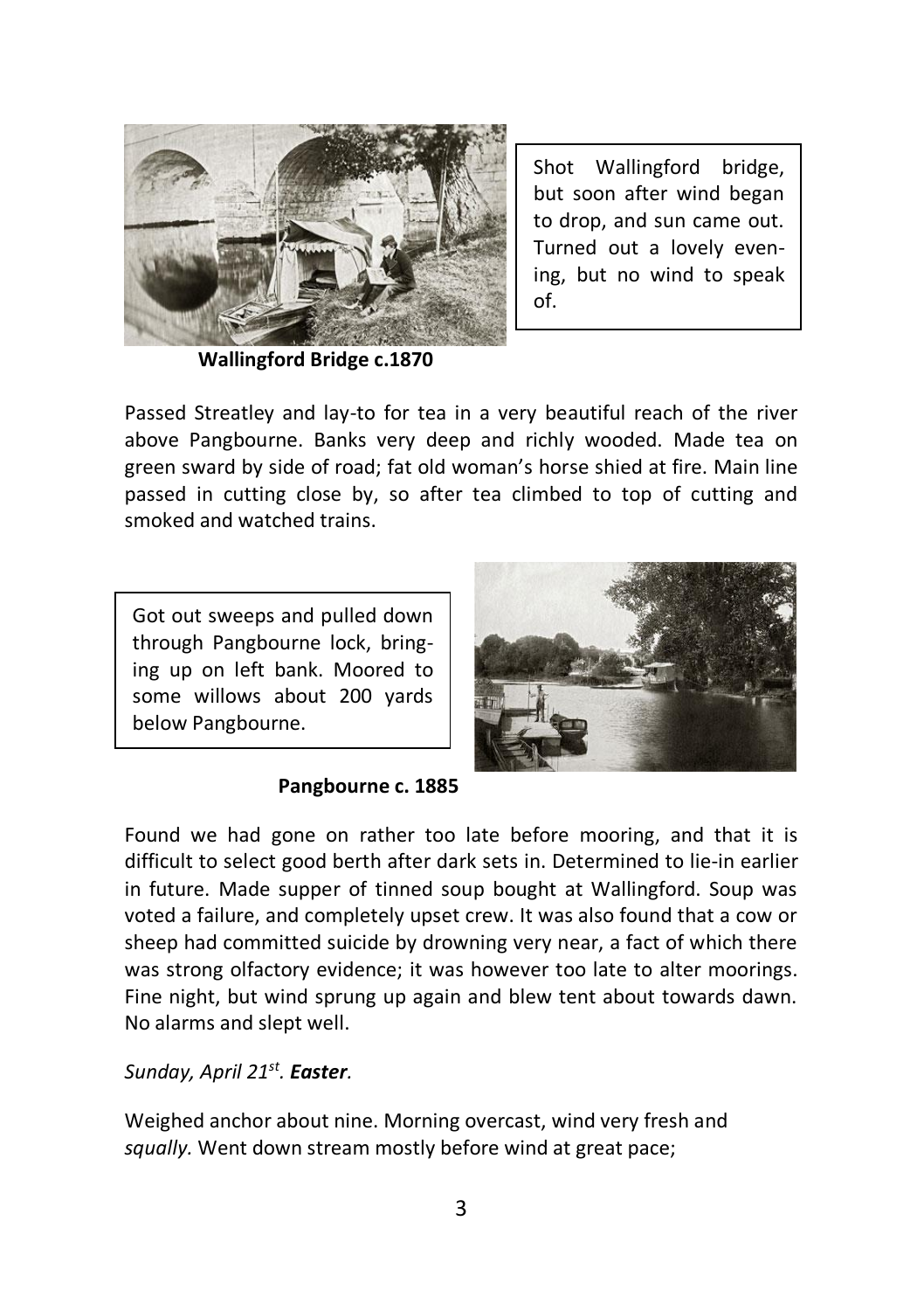Shot Wallingford bridge, but soon after wind began to drop, and sun came out. Turned out a lovely evening, but no wind to speak of.

**Wallingford Bridge c.1870**

Passed Streatley and lay-to for tea in a very beautiful reach of the river above Pangbourne. Banks very deep and richly wooded. Made tea on green sward by side of road; fat old woman's horse shied at fire. Main line passed in cutting close by, so after tea climbed to top of cutting and smoked and watched trains.

Got out sweeps and pulled down through Pangbourne lock, bringing up on left bank. Moored to some willows about 200 yards below Pangbourne.

**Pangbourne c. 1885**

Found we had gone on rather too late before mooring, and that it is difficult to select good berth after dark sets in. Determined to lie-in earlier in future. Made supper of tinned soup bought at Wallingford. Soup was voted a failure, and completely upset crew. It was also found that a cow or sheep had committed suicide by drowning very near, a fact of which there was strong olfactory evidence; it was however too late to alter moorings. Fine night, but wind sprung up again and blew tent about towards dawn. No alarms and slept well.

*Sunday, April 21st. **Easter**.*

Weighed anchor about nine. Morning overcast, wind very fresh and *squally.* Went down stream mostly before wind at great pace;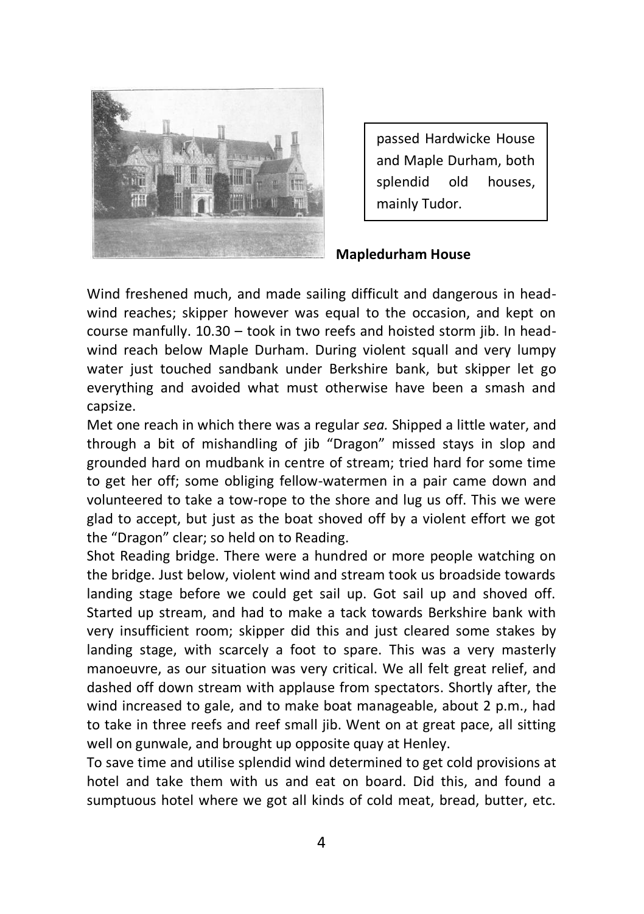passed Hardwicke House and Maple Durham, both splendid old houses, mainly Tudor.

**Mapledurham House**

Wind freshened much, and made sailing difficult and dangerous in head-wind reaches; skipper however was equal to the occasion, and kept on course manfully. 10.30 – took in two reefs and hoisted storm jib. In head-wind reach below Maple Durham. During violent squall and very lumpy water just touched sandbank under Berkshire bank, but skipper let go everything and avoided what must otherwise have been a smash and capsize.

Met one reach in which there was a regular *sea.* Shipped a little water, and through a bit of mishandling of jib "Dragon" missed stays in slop and grounded hard on mudbank in centre of stream; tried hard for some time to get her off; some obliging fellow-watermen in a pair came down and volunteered to take a tow-rope to the shore and lug us off. This we were glad to accept, but just as the boat shoved off by a violent effort we got the "Dragon" clear; so held on to Reading.

Shot Reading bridge. There were a hundred or more people watching on the bridge. Just below, violent wind and stream took us broadside towards landing stage before we could get sail up. Got sail up and shoved off. Started up stream, and had to make a tack towards Berkshire bank with very insufficient room; skipper did this and just cleared some stakes by landing stage, with scarcely a foot to spare. This was a very masterly manoeuvre, as our situation was very critical. We all felt great relief, and dashed off down stream with applause from spectators. Shortly after, the wind increased to gale, and to make boat manageable, about 2 p.m., had to take in three reefs and reef small jib. Went on at great pace, all sitting well on gunwale, and brought up opposite quay at Henley.

To save time and utilise splendid wind determined to get cold provisions at hotel and take them with us and eat on board. Did this, and found a sumptuous hotel where we got all kinds of cold meat, bread, butter, etc.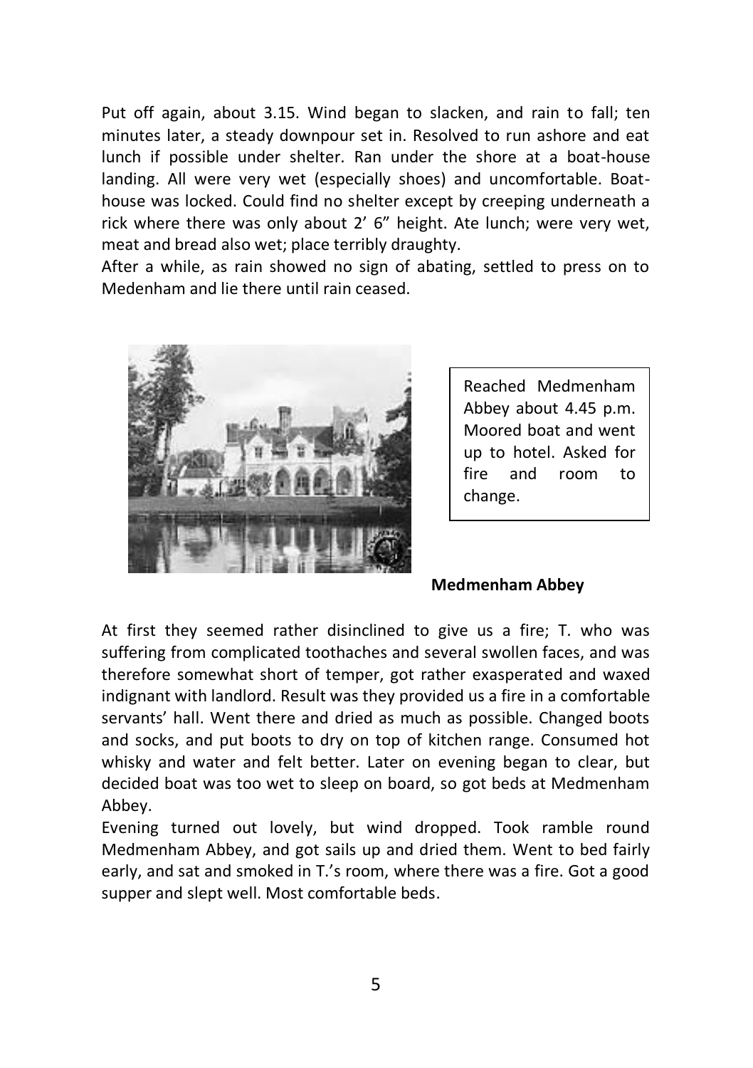Put off again, about 3.15. Wind began to slacken, and rain to fall; ten minutes later, a steady downpour set in. Resolved to run ashore and eat lunch if possible under shelter. Ran under the shore at a boat-house landing. All were very wet (especially shoes) and uncomfortable. Boat-house was locked. Could find no shelter except by creeping underneath a rick where there was only about 2' 6" height. Ate lunch; were very wet, meat and bread also wet; place terribly draughty.

After a while, as rain showed no sign of abating, settled to press on to Medenham and lie there until rain ceased.

Reached Medmenham Abbey about 4.45 p.m. Moored boat and went up to hotel. Asked for fire and room to change.

**Medmenham Abbey**

At first they seemed rather disinclined to give us a fire; T. who was suffering from complicated toothaches and several swollen faces, and was therefore somewhat short of temper, got rather exasperated and waxed indignant with landlord. Result was they provided us a fire in a comfortable servants' hall. Went there and dried as much as possible. Changed boots and socks, and put boots to dry on top of kitchen range. Consumed hot whisky and water and felt better. Later on evening began to clear, but decided boat was too wet to sleep on board, so got beds at Medmenham Abbey.

Evening turned out lovely, but wind dropped. Took ramble round Medmenham Abbey, and got sails up and dried them. Went to bed fairly early, and sat and smoked in T.'s room, where there was a fire. Got a good supper and slept well. Most comfortable beds.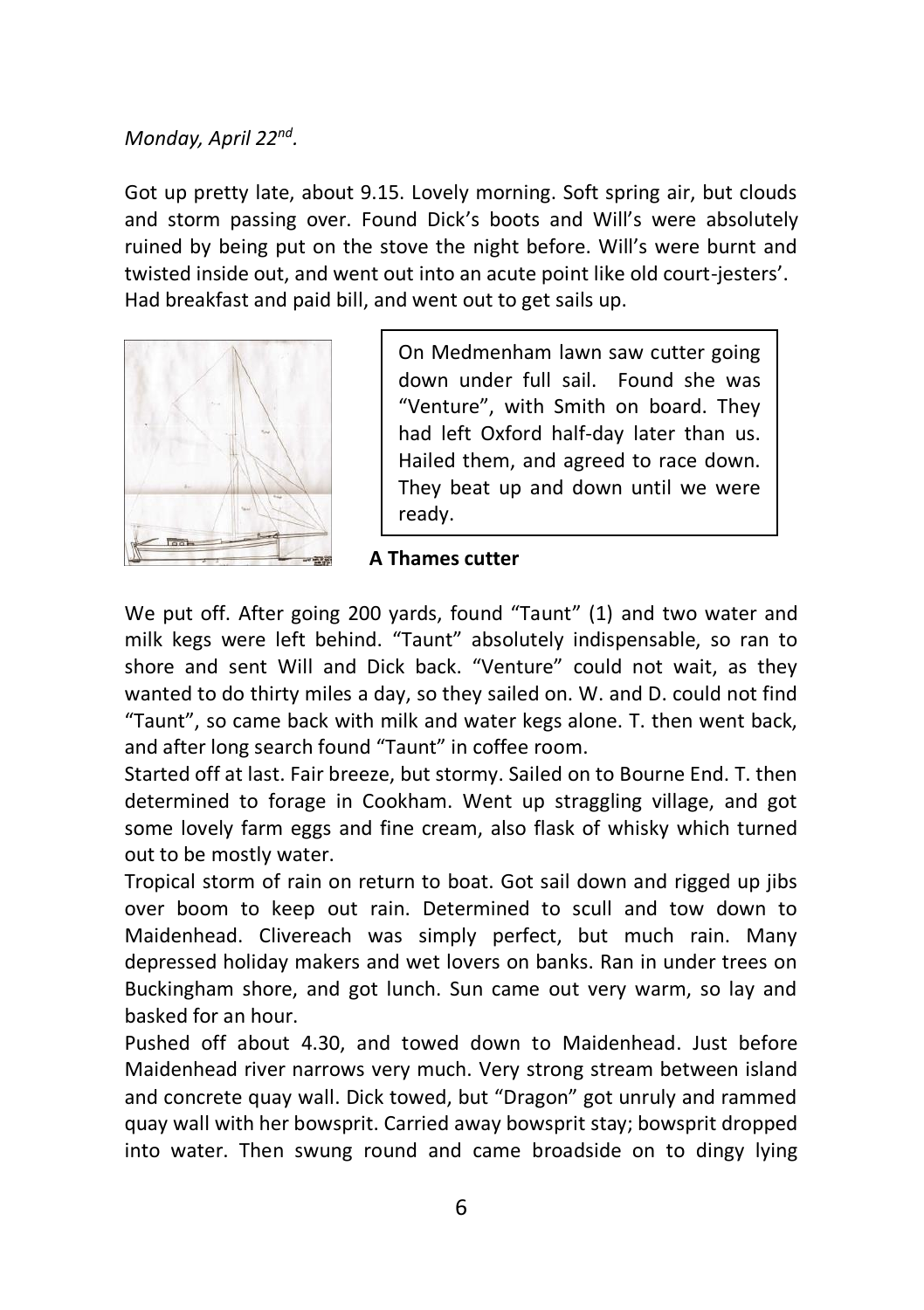*Monday, April 22nd.*

Got up pretty late, about 9.15. Lovely morning. Soft spring air, but clouds and storm passing over. Found Dick's boots and Will's were absolutely ruined by being put on the stove the night before. Will's were burnt and twisted inside out, and went out into an acute point like old court-jesters'. Had breakfast and paid bill, and went out to get sails up.

On Medmenham lawn saw cutter going down under full sail. Found she was "Venture", with Smith on board. They had left Oxford half-day later than us. Hailed them, and agreed to race down. They beat up and down until we were ready.

**A Thames cutter**

We put off. After going 200 yards, found "Taunt" (1) and two water and milk kegs were left behind. "Taunt" absolutely indispensable, so ran to shore and sent Will and Dick back. "Venture" could not wait, as they wanted to do thirty miles a day, so they sailed on. W. and D. could not find "Taunt", so came back with milk and water kegs alone. T. then went back, and after long search found "Taunt" in coffee room.

Started off at last. Fair breeze, but stormy. Sailed on to Bourne End. T. then determined to forage in Cookham. Went up straggling village, and got some lovely farm eggs and fine cream, also flask of whisky which turned out to be mostly water.

Tropical storm of rain on return to boat. Got sail down and rigged up jibs over boom to keep out rain. Determined to scull and tow down to Maidenhead. Clivereach was simply perfect, but much rain. Many depressed holiday makers and wet lovers on banks. Ran in under trees on Buckingham shore, and got lunch. Sun came out very warm, so lay and basked for an hour.

Pushed off about 4.30, and towed down to Maidenhead. Just before Maidenhead river narrows very much. Very strong stream between island and concrete quay wall. Dick towed, but "Dragon" got unruly and rammed quay wall with her bowsprit. Carried away bowsprit stay; bowsprit dropped into water. Then swung round and came broadside on to dingy lying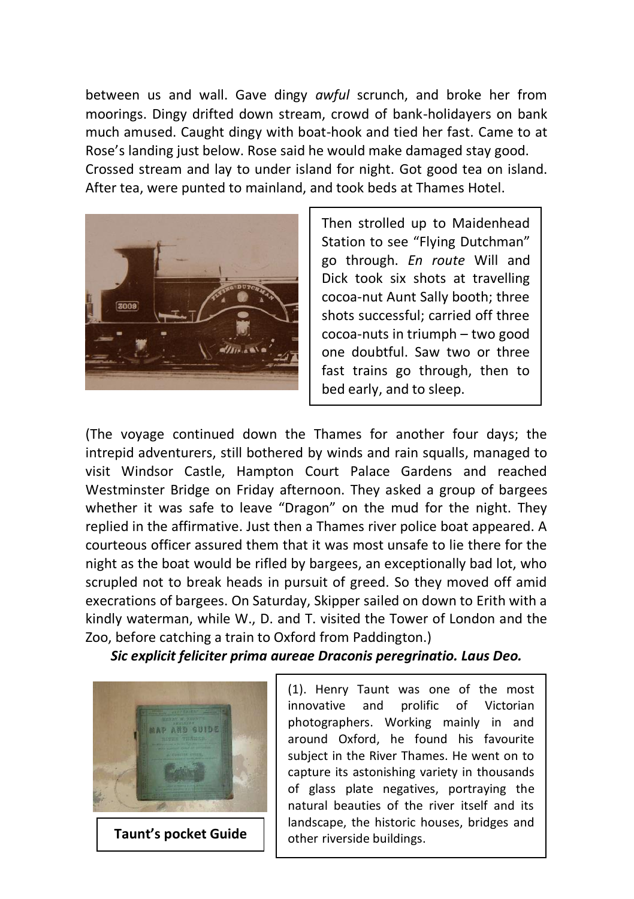between us and wall. Gave dingy *awful* scrunch, and broke her from moorings. Dingy drifted down stream, crowd of bank-holidayers on bank much amused. Caught dingy with boat-hook and tied her fast. Came to at Rose's landing just below. Rose said he would make damaged stay good. Crossed stream and lay to under island for night. Got good tea on island. After tea, were punted to mainland, and took beds at Thames Hotel.

Then strolled up to Maidenhead Station to see "Flying Dutchman" go through. *En route* Will and Dick took six shots at travelling cocoa-nut Aunt Sally booth; three shots successful; carried off three cocoa-nuts in triumph – two good one doubtful. Saw two or three fast trains go through, then to bed early, and to sleep.

(The voyage continued down the Thames for another four days; the intrepid adventurers, still bothered by winds and rain squalls, managed to visit Windsor Castle, Hampton Court Palace Gardens and reached Westminster Bridge on Friday afternoon. They asked a group of bargees whether it was safe to leave "Dragon" on the mud for the night. They replied in the affirmative. Just then a Thames river police boat appeared. A courteous officer assured them that it was most unsafe to lie there for the night as the boat would be rifled by bargees, an exceptionally bad lot, who scrupled not to break heads in pursuit of greed. So they moved off amid execrations of bargees. On Saturday, Skipper sailed on down to Erith with a kindly waterman, while W., D. and T. visited the Tower of London and the Zoo, before catching a train to Oxford from Paddington.)

***Sic explicit feliciter prima aureae Draconis peregrinatio. Laus Deo.***

**Taunt's pocket Guide**

(1). Henry Taunt was one of the most innovative and prolific of Victorian photographers. Working mainly in and around Oxford, he found his favourite subject in the River Thames. He went on to capture its astonishing variety in thousands of glass plate negatives, portraying the natural beauties of the river itself and its landscape, the historic houses, bridges and other riverside buildings.